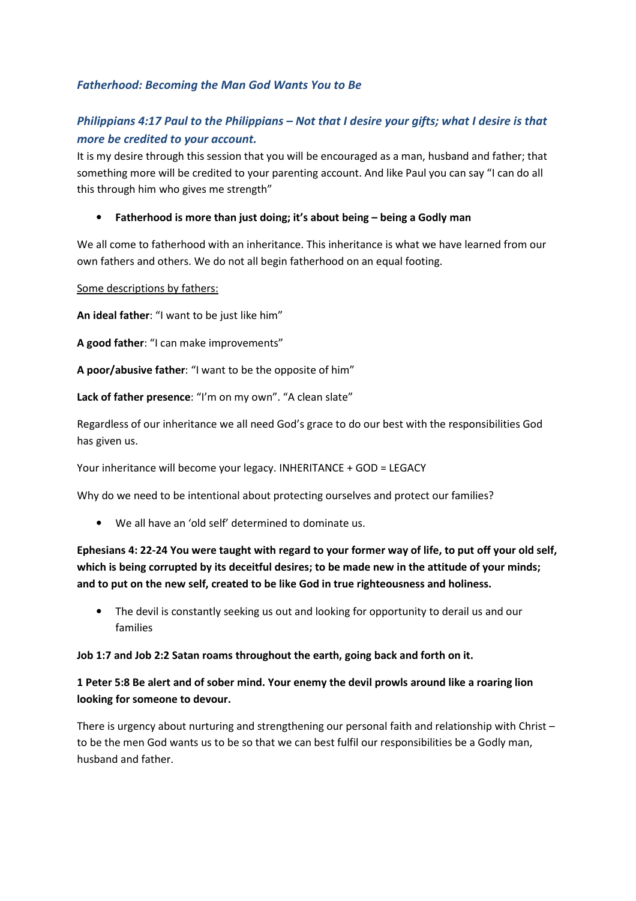## *Fatherhood: Becoming the Man God Wants You to Be*

### *Philippians 4:17 Paul to the Philippians – Not that I desire your gifts; what I desire is that more be credited to your account.*

It is my desire through this session that you will be encouraged as a man, husband and father; that something more will be credited to your parenting account. And like Paul you can say "I can do all this through him who gives me strength"

- **Fatherhood is more than just doing; it's about being – being a Godly man**

We all come to fatherhood with an inheritance. This inheritance is what we have learned from our own fathers and others. We do not all begin fatherhood on an equal footing.

<u>Some descriptions by fathers:</u>

**An ideal father**: "I want to be just like him"

**A good father**: "I can make improvements"

**A poor/abusive father**: "I want to be the opposite of him"

**Lack of father presence**: "I'm on my own". "A clean slate"

Regardless of our inheritance we all need God's grace to do our best with the responsibilities God has given us.

Your inheritance will become your legacy. INHERITANCE + GOD = LEGACY

Why do we need to be intentional about protecting ourselves and protect our families?

- We all have an 'old self' determined to dominate us.

**Ephesians 4: 22-24 You were taught with regard to your former way of life, to put off your old self, which is being corrupted by its deceitful desires; to be made new in the attitude of your minds; and to put on the new self, created to be like God in true righteousness and holiness.**

- The devil is constantly seeking us out and looking for opportunity to derail us and our families

**Job 1:7 and Job 2:2 Satan roams throughout the earth, going back and forth on it.**

**1 Peter 5:8 Be alert and of sober mind. Your enemy the devil prowls around like a roaring lion looking for someone to devour.**

There is urgency about nurturing and strengthening our personal faith and relationship with Christ – to be the men God wants us to be so that we can best fulfil our responsibilities be a Godly man, husband and father.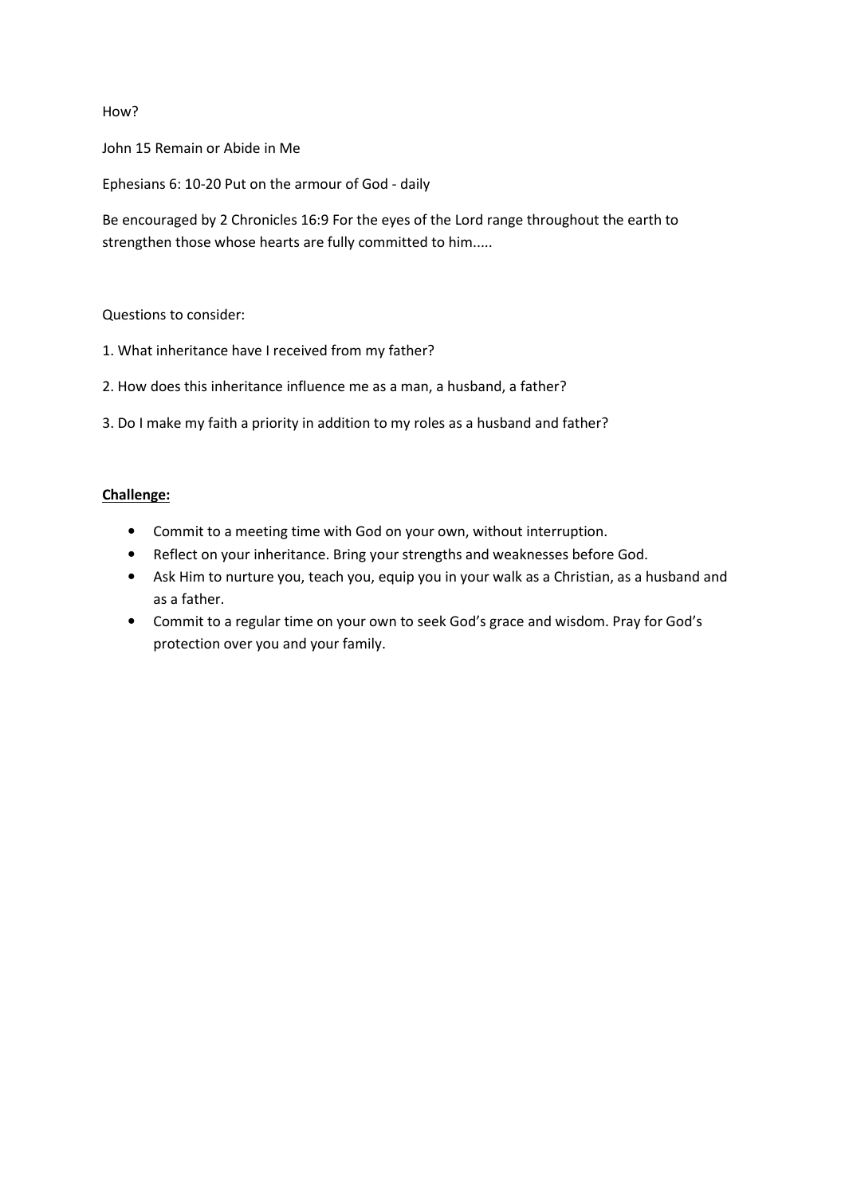How?

John 15 Remain or Abide in Me

Ephesians 6: 10-20 Put on the armour of God - daily

Be encouraged by 2 Chronicles 16:9 For the eyes of the Lord range throughout the earth to strengthen those whose hearts are fully committed to him.....

Questions to consider:

1. What inheritance have I received from my father?

2. How does this inheritance influence me as a man, a husband, a father?

3. Do I make my faith a priority in addition to my roles as a husband and father?

**Challenge:**

- Commit to a meeting time with God on your own, without interruption.
- Reflect on your inheritance. Bring your strengths and weaknesses before God.
- Ask Him to nurture you, teach you, equip you in your walk as a Christian, as a husband and as a father.
- Commit to a regular time on your own to seek God's grace and wisdom. Pray for God's protection over you and your family.